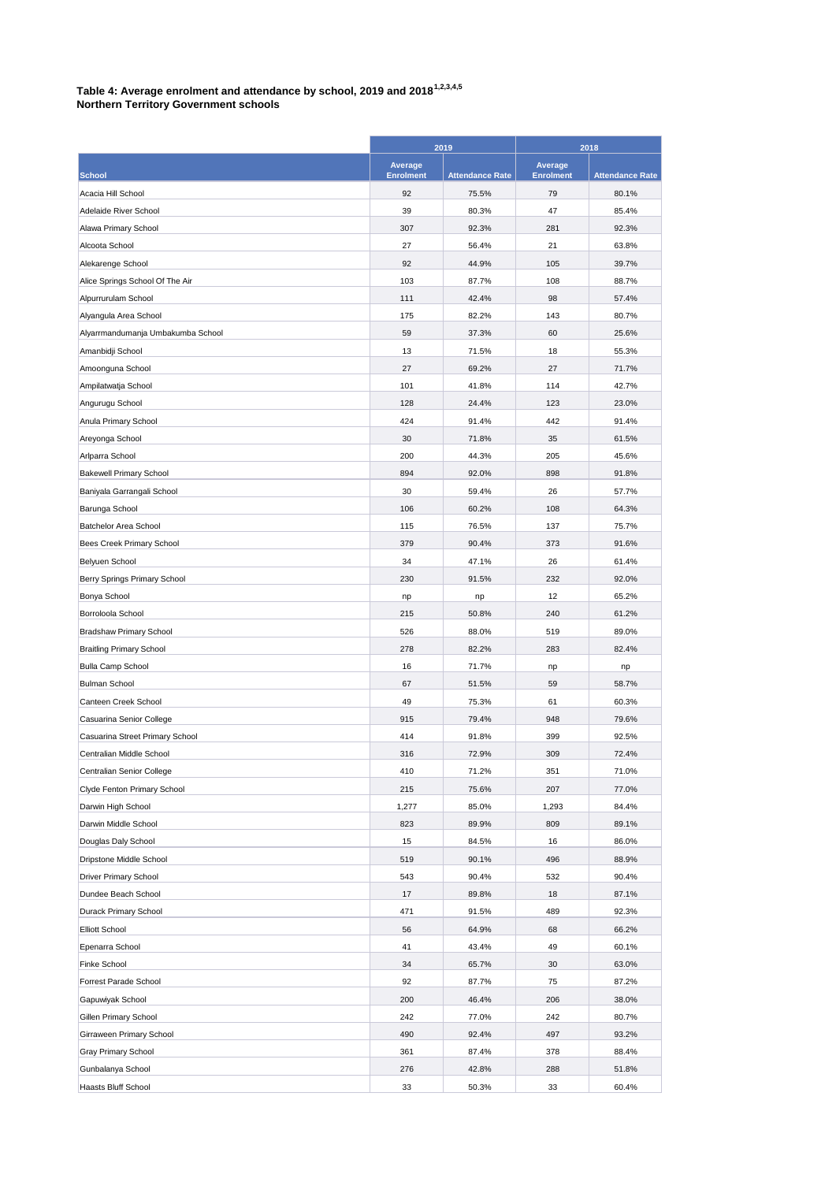**Table 4: Average enrolment and attendance by school, 2019 and 2018[1,2,3,4,5]**
**Northern Territory Government schools**

| School | 2019 | | 2018 | |
|---|---|---|---|---|
| | Average Enrolment | Attendance Rate | Average Enrolment | Attendance Rate |
| Acacia Hill School | 92 | 75.5% | 79 | 80.1% |
| Adelaide River School | 39 | 80.3% | 47 | 85.4% |
| Alawa Primary School | 307 | 92.3% | 281 | 92.3% |
| Alcoota School | 27 | 56.4% | 21 | 63.8% |
| Alekarenge School | 92 | 44.9% | 105 | 39.7% |
| Alice Springs School Of The Air | 103 | 87.7% | 108 | 88.7% |
| Alpurrurulam School | 111 | 42.4% | 98 | 57.4% |
| Alyangula Area School | 175 | 82.2% | 143 | 80.7% |
| Alyarrmandumanja Umbakumba School | 59 | 37.3% | 60 | 25.6% |
| Amanbidji School | 13 | 71.5% | 18 | 55.3% |
| Amoonguna School | 27 | 69.2% | 27 | 71.7% |
| Ampilatwatja School | 101 | 41.8% | 114 | 42.7% |
| Angurugu School | 128 | 24.4% | 123 | 23.0% |
| Anula Primary School | 424 | 91.4% | 442 | 91.4% |
| Areyonga School | 30 | 71.8% | 35 | 61.5% |
| Arlparra School | 200 | 44.3% | 205 | 45.6% |
| Bakewell Primary School | 894 | 92.0% | 898 | 91.8% |
| Baniyala Garrangali School | 30 | 59.4% | 26 | 57.7% |
| Barunga School | 106 | 60.2% | 108 | 64.3% |
| Batchelor Area School | 115 | 76.5% | 137 | 75.7% |
| Bees Creek Primary School | 379 | 90.4% | 373 | 91.6% |
| Belyuen School | 34 | 47.1% | 26 | 61.4% |
| Berry Springs Primary School | 230 | 91.5% | 232 | 92.0% |
| Bonya School | np | np | 12 | 65.2% |
| Borroloola School | 215 | 50.8% | 240 | 61.2% |
| Bradshaw Primary School | 526 | 88.0% | 519 | 89.0% |
| Braitling Primary School | 278 | 82.2% | 283 | 82.4% |
| Bulla Camp School | 16 | 71.7% | np | np |
| Bulman School | 67 | 51.5% | 59 | 58.7% |
| Canteen Creek School | 49 | 75.3% | 61 | 60.3% |
| Casuarina Senior College | 915 | 79.4% | 948 | 79.6% |
| Casuarina Street Primary School | 414 | 91.8% | 399 | 92.5% |
| Centralian Middle School | 316 | 72.9% | 309 | 72.4% |
| Centralian Senior College | 410 | 71.2% | 351 | 71.0% |
| Clyde Fenton Primary School | 215 | 75.6% | 207 | 77.0% |
| Darwin High School | 1,277 | 85.0% | 1,293 | 84.4% |
| Darwin Middle School | 823 | 89.9% | 809 | 89.1% |
| Douglas Daly School | 15 | 84.5% | 16 | 86.0% |
| Dripstone Middle School | 519 | 90.1% | 496 | 88.9% |
| Driver Primary School | 543 | 90.4% | 532 | 90.4% |
| Dundee Beach School | 17 | 89.8% | 18 | 87.1% |
| Durack Primary School | 471 | 91.5% | 489 | 92.3% |
| Elliott School | 56 | 64.9% | 68 | 66.2% |
| Epenarra School | 41 | 43.4% | 49 | 60.1% |
| Finke School | 34 | 65.7% | 30 | 63.0% |
| Forrest Parade School | 92 | 87.7% | 75 | 87.2% |
| Gapuwiyak School | 200 | 46.4% | 206 | 38.0% |
| Gillen Primary School | 242 | 77.0% | 242 | 80.7% |
| Girraween Primary School | 490 | 92.4% | 497 | 93.2% |
| Gray Primary School | 361 | 87.4% | 378 | 88.4% |
| Gunbalanya School | 276 | 42.8% | 288 | 51.8% |
| Haasts Bluff School | 33 | 50.3% | 33 | 60.4% |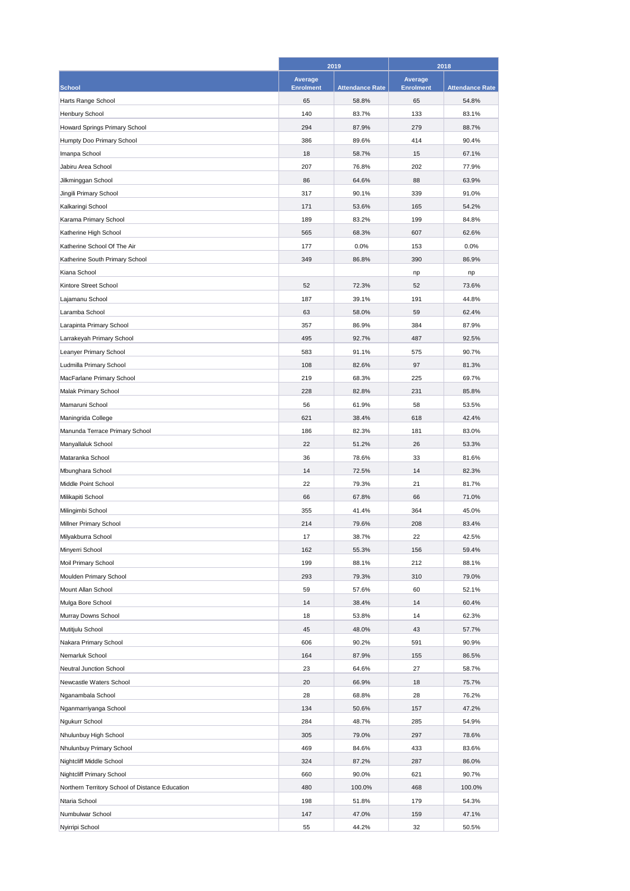| School | 2019 | | 2018 | |
|---|---|---|---|---|
| | Average Enrolment | Attendance Rate | Average Enrolment | Attendance Rate |
| Harts Range School | 65 | 58.8% | 65 | 54.8% |
| Henbury School | 140 | 83.7% | 133 | 83.1% |
| Howard Springs Primary School | 294 | 87.9% | 279 | 88.7% |
| Humpty Doo Primary School | 386 | 89.6% | 414 | 90.4% |
| Imanpa School | 18 | 58.7% | 15 | 67.1% |
| Jabiru Area School | 207 | 76.8% | 202 | 77.9% |
| Jilkminggan School | 86 | 64.6% | 88 | 63.9% |
| Jingili Primary School | 317 | 90.1% | 339 | 91.0% |
| Kalkaringi School | 171 | 53.6% | 165 | 54.2% |
| Karama Primary School | 189 | 83.2% | 199 | 84.8% |
| Katherine High School | 565 | 68.3% | 607 | 62.6% |
| Katherine School Of The Air | 177 | 0.0% | 153 | 0.0% |
| Katherine South Primary School | 349 | 86.8% | 390 | 86.9% |
| Kiana School | | | np | np |
| Kintore Street School | 52 | 72.3% | 52 | 73.6% |
| Lajamanu School | 187 | 39.1% | 191 | 44.8% |
| Laramba School | 63 | 58.0% | 59 | 62.4% |
| Larapinta Primary School | 357 | 86.9% | 384 | 87.9% |
| Larrakeyah Primary School | 495 | 92.7% | 487 | 92.5% |
| Leanyer Primary School | 583 | 91.1% | 575 | 90.7% |
| Ludmilla Primary School | 108 | 82.6% | 97 | 81.3% |
| MacFarlane Primary School | 219 | 68.3% | 225 | 69.7% |
| Malak Primary School | 228 | 82.8% | 231 | 85.8% |
| Mamaruni School | 56 | 61.9% | 58 | 53.5% |
| Maningrida College | 621 | 38.4% | 618 | 42.4% |
| Manunda Terrace Primary School | 186 | 82.3% | 181 | 83.0% |
| Manyallaluk School | 22 | 51.2% | 26 | 53.3% |
| Mataranka School | 36 | 78.6% | 33 | 81.6% |
| Mbunghara School | 14 | 72.5% | 14 | 82.3% |
| Middle Point School | 22 | 79.3% | 21 | 81.7% |
| Milikapiti School | 66 | 67.8% | 66 | 71.0% |
| Milingimbi School | 355 | 41.4% | 364 | 45.0% |
| Millner Primary School | 214 | 79.6% | 208 | 83.4% |
| Milyakburra School | 17 | 38.7% | 22 | 42.5% |
| Minyerri School | 162 | 55.3% | 156 | 59.4% |
| Moil Primary School | 199 | 88.1% | 212 | 88.1% |
| Moulden Primary School | 293 | 79.3% | 310 | 79.0% |
| Mount Allan School | 59 | 57.6% | 60 | 52.1% |
| Mulga Bore School | 14 | 38.4% | 14 | 60.4% |
| Murray Downs School | 18 | 53.8% | 14 | 62.3% |
| Mutitjulu School | 45 | 48.0% | 43 | 57.7% |
| Nakara Primary School | 606 | 90.2% | 591 | 90.9% |
| Nemarluk School | 164 | 87.9% | 155 | 86.5% |
| Neutral Junction School | 23 | 64.6% | 27 | 58.7% |
| Newcastle Waters School | 20 | 66.9% | 18 | 75.7% |
| Nganambala School | 28 | 68.8% | 28 | 76.2% |
| Nganmarriyanga School | 134 | 50.6% | 157 | 47.2% |
| Ngukurr School | 284 | 48.7% | 285 | 54.9% |
| Nhulunbuy High School | 305 | 79.0% | 297 | 78.6% |
| Nhulunbuy Primary School | 469 | 84.6% | 433 | 83.6% |
| Nightcliff Middle School | 324 | 87.2% | 287 | 86.0% |
| Nightcliff Primary School | 660 | 90.0% | 621 | 90.7% |
| Northern Territory School of Distance Education | 480 | 100.0% | 468 | 100.0% |
| Ntaria School | 198 | 51.8% | 179 | 54.3% |
| Numbulwar School | 147 | 47.0% | 159 | 47.1% |
| Nyirripi School | 55 | 44.2% | 32 | 50.5% |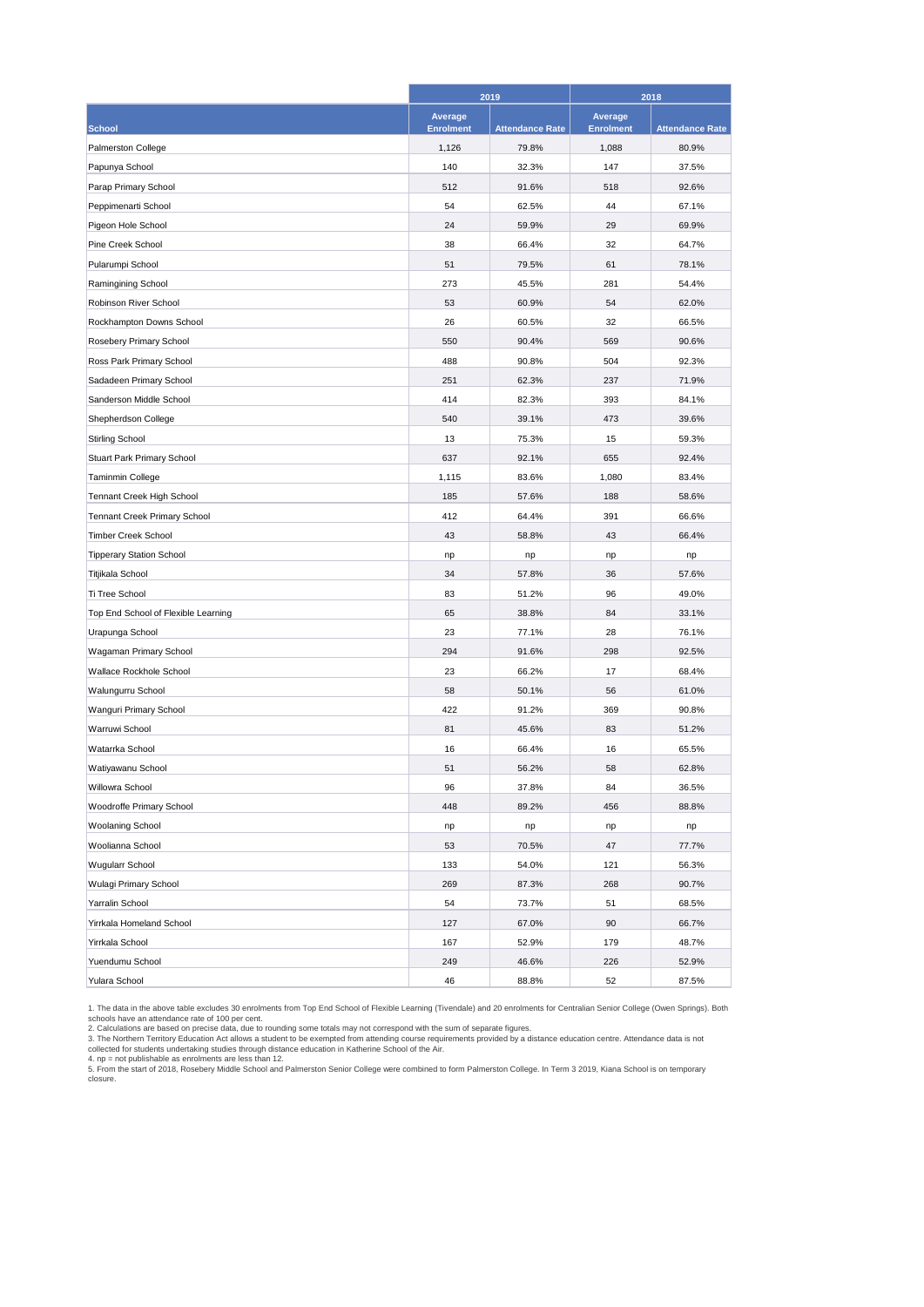| School | 2019 | | 2018 | |
|---|---|---|---|---|
| | Average Enrolment | Attendance Rate | Average Enrolment | Attendance Rate |
| Palmerston College | 1,126 | 79.8% | 1,088 | 80.9% |
| Papunya School | 140 | 32.3% | 147 | 37.5% |
| Parap Primary School | 512 | 91.6% | 518 | 92.6% |
| Peppimenarti School | 54 | 62.5% | 44 | 67.1% |
| Pigeon Hole School | 24 | 59.9% | 29 | 69.9% |
| Pine Creek School | 38 | 66.4% | 32 | 64.7% |
| Pularumpi School | 51 | 79.5% | 61 | 78.1% |
| Ramingining School | 273 | 45.5% | 281 | 54.4% |
| Robinson River School | 53 | 60.9% | 54 | 62.0% |
| Rockhampton Downs School | 26 | 60.5% | 32 | 66.5% |
| Rosebery Primary School | 550 | 90.4% | 569 | 90.6% |
| Ross Park Primary School | 488 | 90.8% | 504 | 92.3% |
| Sadadeen Primary School | 251 | 62.3% | 237 | 71.9% |
| Sanderson Middle School | 414 | 82.3% | 393 | 84.1% |
| Shepherdson College | 540 | 39.1% | 473 | 39.6% |
| Stirling School | 13 | 75.3% | 15 | 59.3% |
| Stuart Park Primary School | 637 | 92.1% | 655 | 92.4% |
| Taminmin College | 1,115 | 83.6% | 1,080 | 83.4% |
| Tennant Creek High School | 185 | 57.6% | 188 | 58.6% |
| Tennant Creek Primary School | 412 | 64.4% | 391 | 66.6% |
| Timber Creek School | 43 | 58.8% | 43 | 66.4% |
| Tipperary Station School | np | np | np | np |
| Titjikala School | 34 | 57.8% | 36 | 57.6% |
| Ti Tree School | 83 | 51.2% | 96 | 49.0% |
| Top End School of Flexible Learning | 65 | 38.8% | 84 | 33.1% |
| Urapunga School | 23 | 77.1% | 28 | 76.1% |
| Wagaman Primary School | 294 | 91.6% | 298 | 92.5% |
| Wallace Rockhole School | 23 | 66.2% | 17 | 68.4% |
| Walungurru School | 58 | 50.1% | 56 | 61.0% |
| Wanguri Primary School | 422 | 91.2% | 369 | 90.8% |
| Warruwi School | 81 | 45.6% | 83 | 51.2% |
| Watarrka School | 16 | 66.4% | 16 | 65.5% |
| Watiyawanu School | 51 | 56.2% | 58 | 62.8% |
| Willowra School | 96 | 37.8% | 84 | 36.5% |
| Woodroffe Primary School | 448 | 89.2% | 456 | 88.8% |
| Woolaning School | np | np | np | np |
| Woolianna School | 53 | 70.5% | 47 | 77.7% |
| Wugularr School | 133 | 54.0% | 121 | 56.3% |
| Wulagi Primary School | 269 | 87.3% | 268 | 90.7% |
| Yarralin School | 54 | 73.7% | 51 | 68.5% |
| Yirrkala Homeland School | 127 | 67.0% | 90 | 66.7% |
| Yirrkala School | 167 | 52.9% | 179 | 48.7% |
| Yuendumu School | 249 | 46.6% | 226 | 52.9% |
| Yulara School | 46 | 88.8% | 52 | 87.5% |

1. The data in the above table excludes 30 enrolments from Top End School of Flexible Learning (Tivendale) and 20 enrolments for Centralian Senior College (Owen Springs). Both schools have an attendance rate of 100 per cent.
2. Calculations are based on precise data, due to rounding some totals may not correspond with the sum of separate figures.
3. The Northern Territory Education Act allows a student to be exempted from attending course requirements provided by a distance education centre. Attendance data is not collected for students undertaking studies through distance education in Katherine School of the Air.
4. np = not publishable as enrolments are less than 12.
5. From the start of 2018, Rosebery Middle School and Palmerston Senior College were combined to form Palmerston College. In Term 3 2019, Kiana School is on temporary closure.